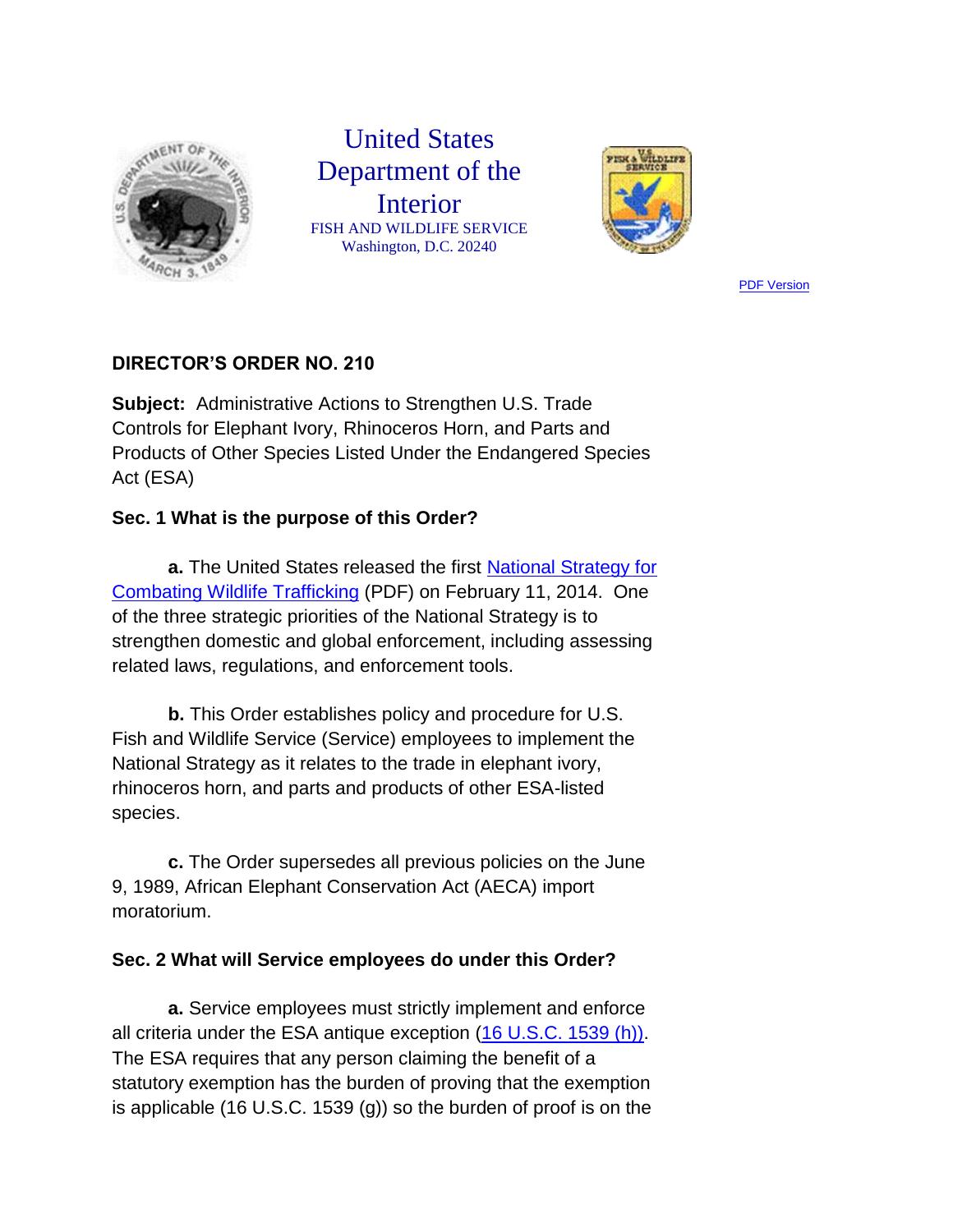United States Department of the Interior

FISH AND WILDLIFE SERVICE
Washington, D.C. 20240

PDF Version

## DIRECTOR'S ORDER NO. 210

**Subject:** Administrative Actions to Strengthen U.S. Trade Controls for Elephant Ivory, Rhinoceros Horn, and Parts and Products of Other Species Listed Under the Endangered Species Act (ESA)

### Sec. 1 What is the purpose of this Order?

**a.** The United States released the first National Strategy for Combating Wildlife Trafficking (PDF) on February 11, 2014. One of the three strategic priorities of the National Strategy is to strengthen domestic and global enforcement, including assessing related laws, regulations, and enforcement tools.

**b.** This Order establishes policy and procedure for U.S. Fish and Wildlife Service (Service) employees to implement the National Strategy as it relates to the trade in elephant ivory, rhinoceros horn, and parts and products of other ESA-listed species.

**c.** The Order supersedes all previous policies on the June 9, 1989, African Elephant Conservation Act (AECA) import moratorium.

### Sec. 2 What will Service employees do under this Order?

**a.** Service employees must strictly implement and enforce all criteria under the ESA antique exception (16 U.S.C. 1539 (h)). The ESA requires that any person claiming the benefit of a statutory exemption has the burden of proving that the exemption is applicable (16 U.S.C. 1539 (g)) so the burden of proof is on the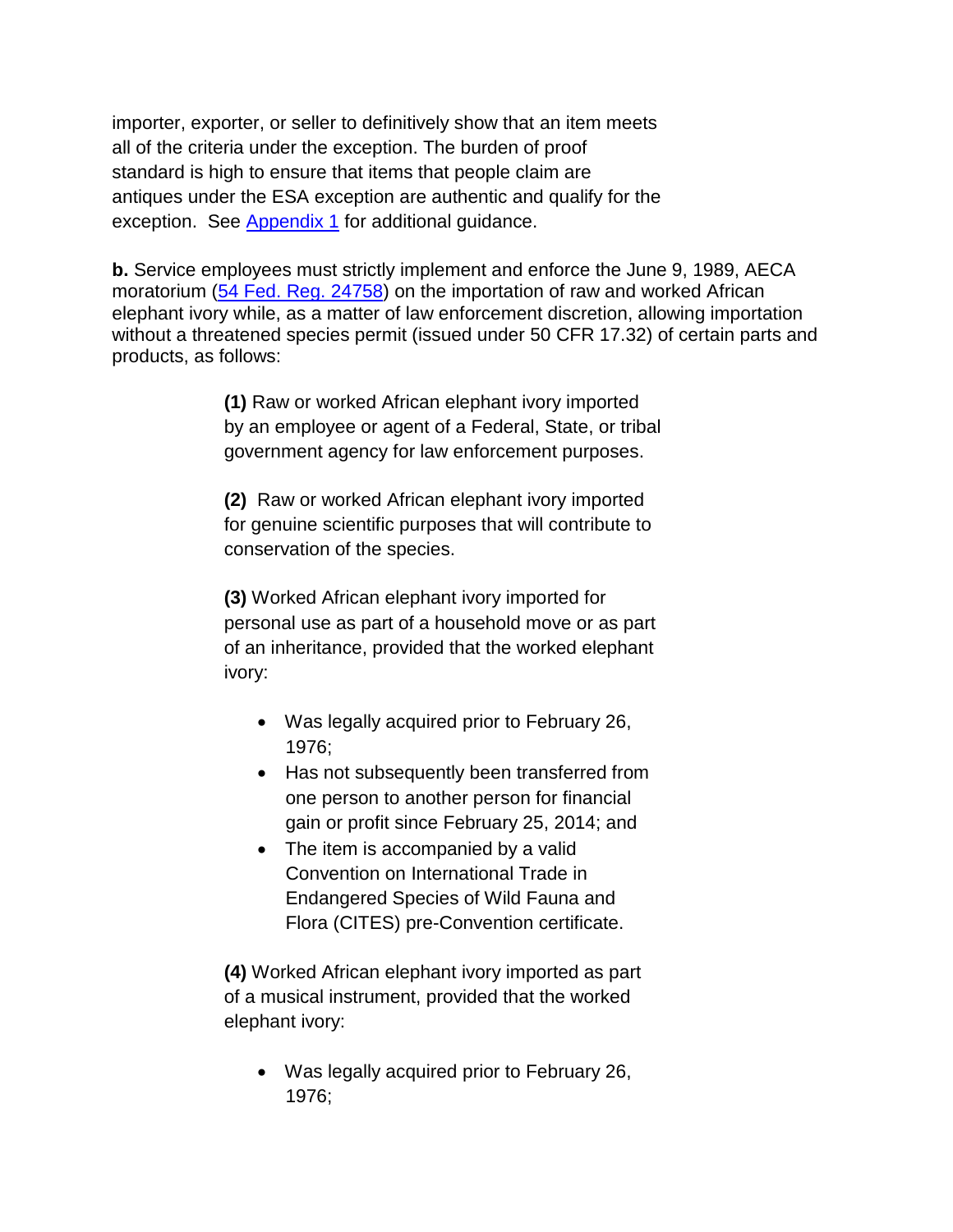importer, exporter, or seller to definitively show that an item meets all of the criteria under the exception. The burden of proof standard is high to ensure that items that people claim are antiques under the ESA exception are authentic and qualify for the exception. See [Appendix 1](#) for additional guidance.

**b.** Service employees must strictly implement and enforce the June 9, 1989, AECA moratorium ([54 Fed. Reg. 24758](#)) on the importation of raw and worked African elephant ivory while, as a matter of law enforcement discretion, allowing importation without a threatened species permit (issued under 50 CFR 17.32) of certain parts and products, as follows:

> **(1)** Raw or worked African elephant ivory imported by an employee or agent of a Federal, State, or tribal government agency for law enforcement purposes.
>
> **(2)** Raw or worked African elephant ivory imported for genuine scientific purposes that will contribute to conservation of the species.
>
> **(3)** Worked African elephant ivory imported for personal use as part of a household move or as part of an inheritance, provided that the worked elephant ivory:
>
> - Was legally acquired prior to February 26, 1976;
> - Has not subsequently been transferred from one person to another person for financial gain or profit since February 25, 2014; and
> - The item is accompanied by a valid Convention on International Trade in Endangered Species of Wild Fauna and Flora (CITES) pre-Convention certificate.
>
> **(4)** Worked African elephant ivory imported as part of a musical instrument, provided that the worked elephant ivory:
>
> - Was legally acquired prior to February 26, 1976;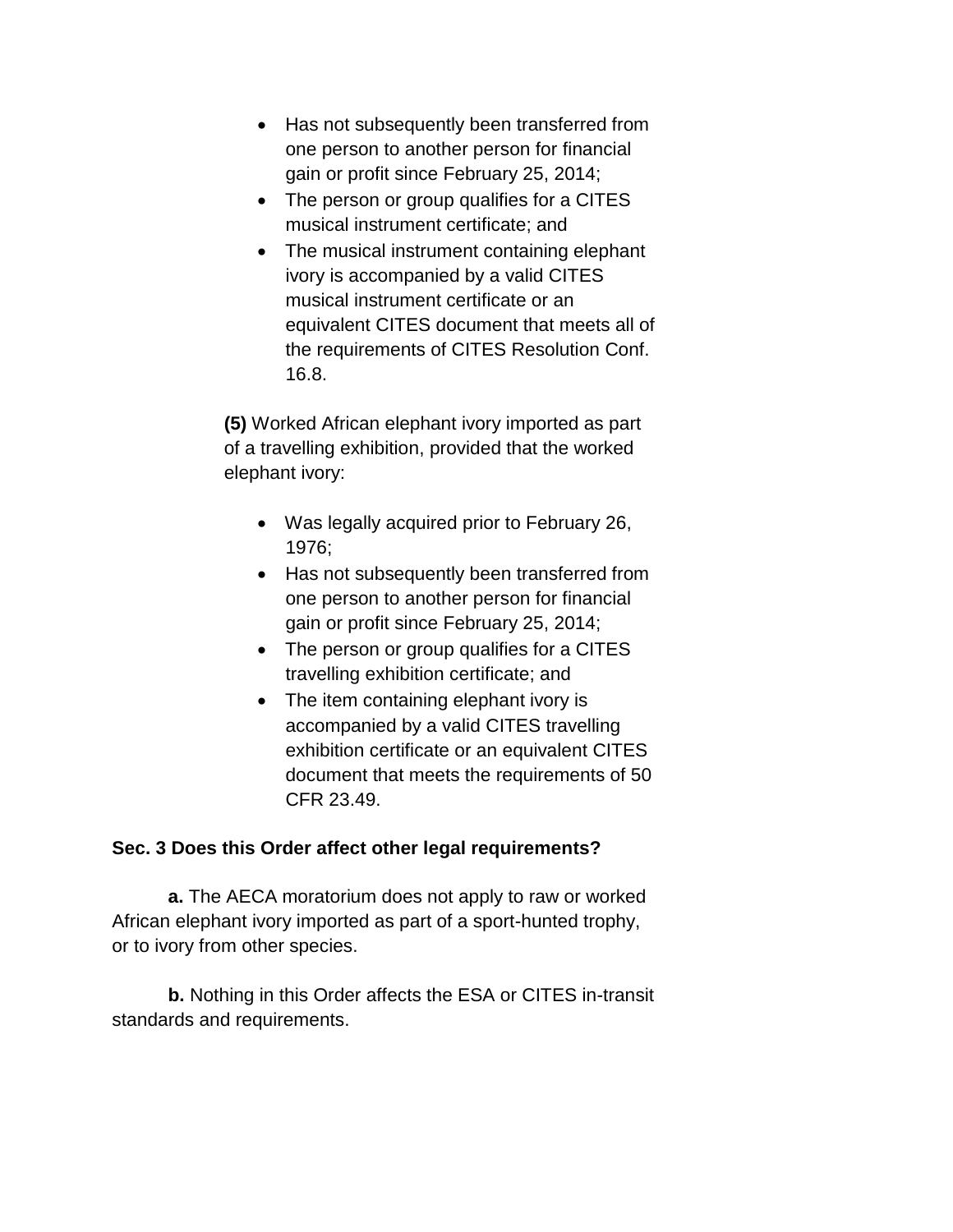- Has not subsequently been transferred from one person to another person for financial gain or profit since February 25, 2014;
- The person or group qualifies for a CITES musical instrument certificate; and
- The musical instrument containing elephant ivory is accompanied by a valid CITES musical instrument certificate or an equivalent CITES document that meets all of the requirements of CITES Resolution Conf. 16.8.

**(5)** Worked African elephant ivory imported as part of a travelling exhibition, provided that the worked elephant ivory:

- Was legally acquired prior to February 26, 1976;
- Has not subsequently been transferred from one person to another person for financial gain or profit since February 25, 2014;
- The person or group qualifies for a CITES travelling exhibition certificate; and
- The item containing elephant ivory is accompanied by a valid CITES travelling exhibition certificate or an equivalent CITES document that meets the requirements of 50 CFR 23.49.

**Sec. 3 Does this Order affect other legal requirements?**

**a.** The AECA moratorium does not apply to raw or worked African elephant ivory imported as part of a sport-hunted trophy, or to ivory from other species.

**b.** Nothing in this Order affects the ESA or CITES in-transit standards and requirements.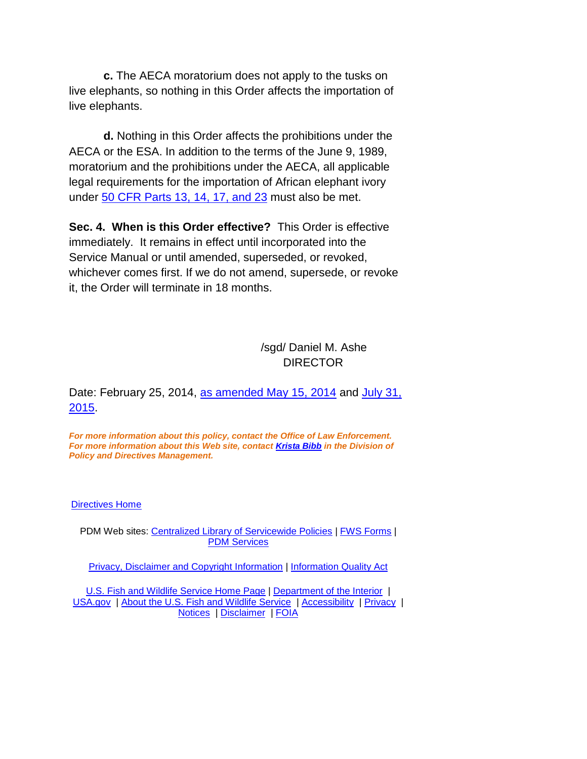**c.** The AECA moratorium does not apply to the tusks on live elephants, so nothing in this Order affects the importation of live elephants.

**d.** Nothing in this Order affects the prohibitions under the AECA or the ESA. In addition to the terms of the June 9, 1989, moratorium and the prohibitions under the AECA, all applicable legal requirements for the importation of African elephant ivory under 50 CFR Parts 13, 14, 17, and 23 must also be met.

**Sec. 4. When is this Order effective?** This Order is effective immediately. It remains in effect until incorporated into the Service Manual or until amended, superseded, or revoked, whichever comes first. If we do not amend, supersede, or revoke it, the Order will terminate in 18 months.

/sgd/ Daniel M. Ashe
DIRECTOR

Date: February 25, 2014, as amended May 15, 2014 and July 31, 2015.

***For more information about this policy, contact the Office of Law Enforcement.***
***For more information about this Web site, contact Krista Bibb in the Division of Policy and Directives Management.***

Directives Home

PDM Web sites: Centralized Library of Servicewide Policies | FWS Forms | PDM Services

Privacy, Disclaimer and Copyright Information | Information Quality Act

U.S. Fish and Wildlife Service Home Page | Department of the Interior | USA.gov | About the U.S. Fish and Wildlife Service | Accessibility | Privacy | Notices | Disclaimer | FOIA